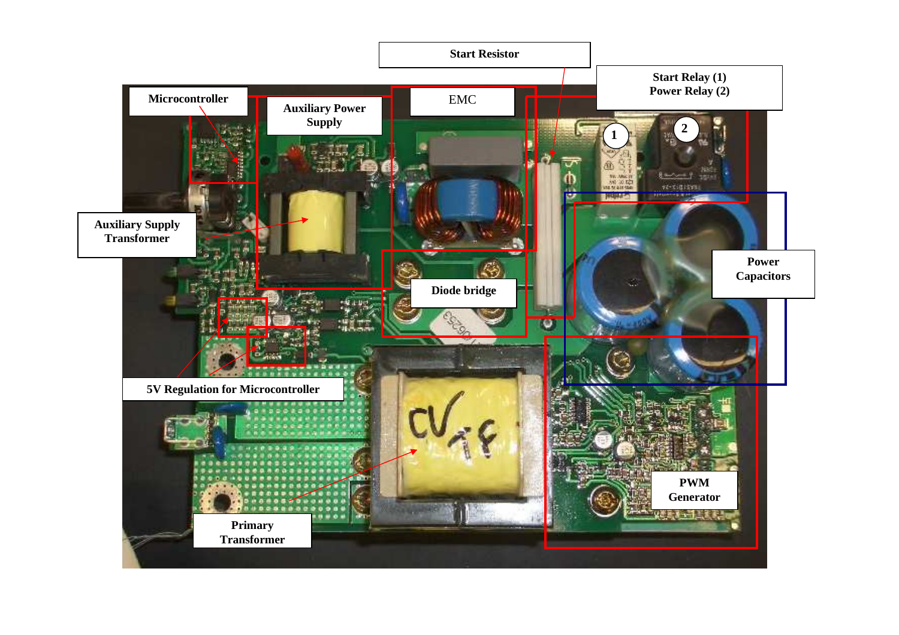Start Resistor

Microcontroller

Auxiliary Power Supply

EMC

Start Relay (1)
Power Relay (2)

1

2

Auxiliary Supply Transformer

Power Capacitors

Diode bridge

5V Regulation for Microcontroller

PWM Generator

Primary Transformer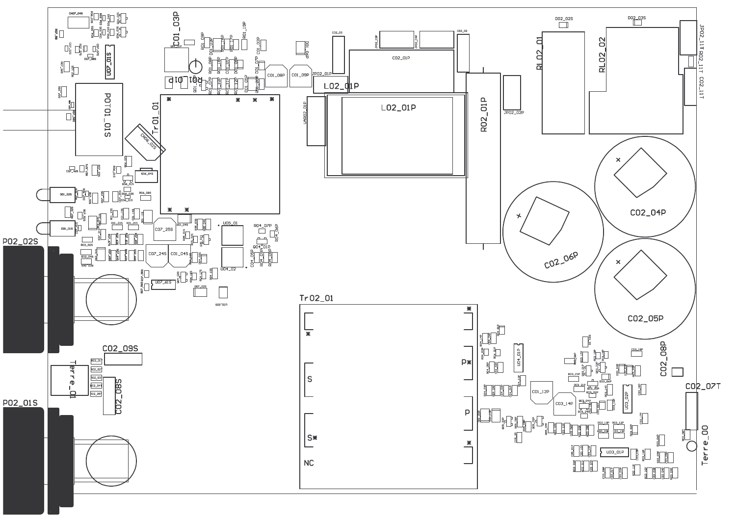CN07_04S

U07_01S

POT01_01S

Tr01_01

CN06_02S

RQ1_01P

C01_03P

C01_08P

C01_09P

JP02_01P

L02_01P

L02_01P

VAR02_01P

C02_01P

R02_01P

JP02_02P

RL02_01

RL02_02

D02_02S

D02_03S

JP02_11T

R02_11T

C02_11T

C02_04P

C02_06P

C02_05P

P02_02S

C07_25S

C07_24S

C01_04S

U05_01

U04_02

Q04_01P

R04_07P

R04_06P

U07_61S

C02_09S

Terre_01

C02_08S

P02_01S

Tr02_01

P*

S

P

S*

NC

U04_01P

C01_12P

C03_14P

U03_02P

U03_01P

C02_08P

C02_07T

Terre_00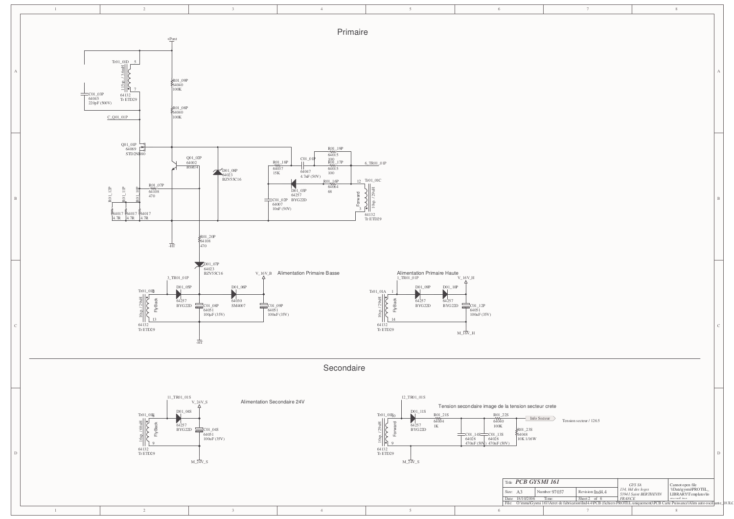# Primaire

+Pont

Tr01_01D 5 115sp. / 3.6mH 7 64132 Tr ETD29

C01_03P 64045 220pF (500V)

R01_09P 64040 100K

R01_08P 64040 100K

C_Q01_01P

Q01_01P 64069 STD2NB80

Q01_02P 64002 BSR14

D01_08P 64023 BZV55C16

R01_18P 64037 15K

C01_01P 64047 4.7nF (50V)

R01_19P 64015 100

R01_17P 64015 100

6_TR01_01P

D01_03P 64257 BYG22D

R01_16P 64064 68

Tr01_01C 12 Forward 10sp. / 29uH 3 64132 Tr ETD29

C01_02P 64007 10nF (50V)

R01_07P 64108 470

R01_12P 64017 4.7R

R01_11P 64017 4.7R

R01_10P 64017 4.7R

-HT

R01_20P 64108 470

D01_07P 64023 BZV55C16

## Alimentation Primaire Basse

3_TR01_01P

V_16V_B

Tr01_01B 10sp. / 29uH FlyBack 13 64132 Tr ETD29

D01_05P 64257 BYG22D

C01_08P 64051 100uF (35V)

D01_06P 64030 SM4007

C01_09P 64051 100uF (35V)

-HT

## Alimentation Primaire Haute

1_TR01_01P

V_16V_H

Tr01_01A 1 10sp. / 29uH FlyBack 14 64132 Tr ETD29

D01_09P 64257 BYG22D

D01_10P 64257 BYG22D

C01_12P 64051 100uF (35V)

M_16V_H

# Secondaire

## Alimentation Secondaire 24V

11_TR01_01S

V_24V_S

Tr01_01E 16sp. / 68uH FlyBack 9 64132 Tr ETD29

D01_04S 64257 BYG22D

C01_04S 64051 100uF (35V)

M_24V_S

## Tension secondaire image de la tension secteur crete

12_TR01_01S

Tr01_01F 10 10sp. / 29uH Forward 9 64132 Tr ETD29

D01_11S 64257 BYG22D

R01_21S 64004 1K

C01_14S 64028 470nF (50V)

C01_13S 64028 470nF (50V)

R01_22S 64040 100K

Info Secteur

Tension secteur / 126.5

R01_23S 64048 10K 1/16W

M_24V_S

| Title | PCB GYSMI 161 | | GYS SA 134, bld des loges 53941 Saint BERTHEVIN FRANCE | Cannot open file \\Data\gysmi\PROTEL_LIBRARY\Templates\lo |
|---|---|---|---|---|
| Size: A3 | Number: 97037 | Revision: Ind4.4 | | |
| Date: 18/10/2006 | Time: | Sheet 2 of 6 | | |
| File: O:\mma\Gysmi 161\Arret de fabrication\Ind4.4\PCB (fichiers PROTEL uniquement)\PCB Carte Puissance\Alim auto oscillante_183LC | | | | |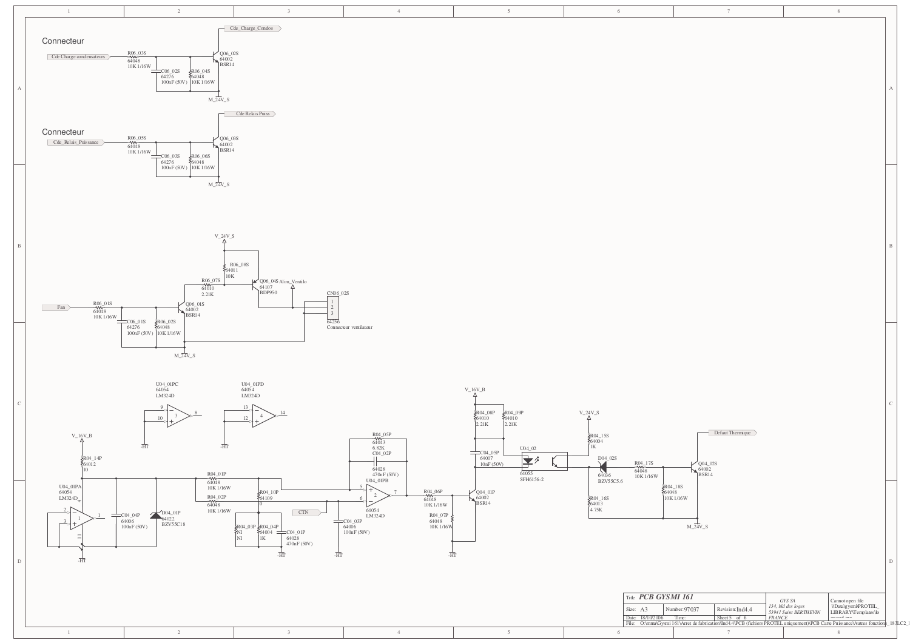## Connecteur

Cde Charge condensateurs — R06_03S 64048 10K 1/16W — C06_02S 64276 100nF (50V) — R06_04S 64048 10K 1/16W — Q06_02S 64002 BSR14 — Cde_Charge_Condos — M_24V_S

## Connecteur

Cde_Relais_Puissance — R06_05S 64048 10K 1/16W — C06_03S 64276 100nF (50V) — R06_06S 64048 10K 1/16W — Q06_03S 64002 BSR14 — Cde Relais Puiss — M_24V_S

V_24V_S — R06_08S 64011 10K — R06_07S 64010 2.21K — Q06_04S 64107 BDP950 — Alim_Ventilo

Fan — R06_01S 64048 10K 1/16W — C06_01S 64276 100nF (50V) — R06_02S 64048 10K 1/16W — Q06_01S 64002 BSR14 — M_24V_S

CN06_02S 64256 Connecteur ventilateur (1, 2, 3)

U04_01PC 64054 LM324D (9, 10, 8) — -HT

U04_01PD 64054 LM324D (13, 12, 14) — -HT

V_16V_B — R04_14P 64012 10

U04_01PA 64054 LM324D (2, 3, 1) — -HT

C04_04P 64006 100nF (50V)

D04_01P 64022 BZV55C18

R04_01P 64048 10K 1/16W

R04_02P 64048 10K 1/16W

R04_10P 64109 0

R04_03P NI NI

R04_04P 64004 1K

C04_01P 64028 470nF (50V) — -HT

CTN

C04_03P 64006 100nF (50V) — -HT

R04_05P 64043 6.82K

C04_02P 64028 470nF (50V)

U04_01PB 64054 LM324D (5, 6, 7)

R04_06P 64048 10K 1/16W

R04_07P 64048 10K 1/16W — -HT

Q04_01P 64002 BSR14

V_16V_B — R04_08P 64010 2.21K — R04_09P 64010 2.21K

C04_05P 64007 10nF (50V)

U04_02 64055 SFH6156-2

V_24V_S — R04_15S 64004 1K

D04_02S 64036 BZV55C5.6

R04_16S 64013 4.75K

R04_17S 64048 10K 1/16W

R04_18S 64048 10K 1/16W

Q04_02S 64002 BSR14 — Defaut Thermique — M_24V_S

| | | | |
|---|---|---|---|
| Title | PCB GYSMI 161 | | GYS SA, 134, bld des loges, 53941 Saint BERTHEVIN, FRANCE |
| Size: A3 | Number: 97037 | Revision: Ind4.4 | |
| Date: 18/10/2006 | Time: | Sheet 5 of 6 | |
| File: O:\mma\Gysmi 161\Arret de fabrication\Ind4.4\PCB (fichiers PROTEL uniquement)\PCB Carte Puissance\Autres fonctions_18.SLC2_I | | | |

Cannot open file \\Data\gysmi\PROTEL_LIBRARY\Templates\logo.jpg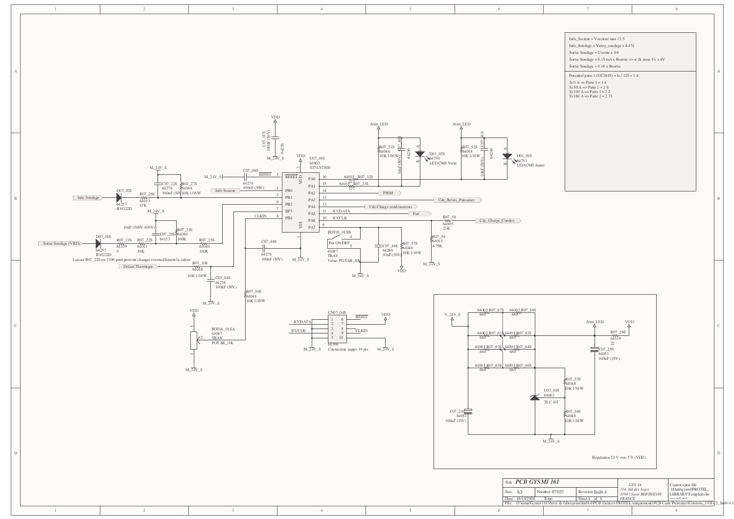Info_Secteur = Vsecteur max / 2.5

Info_Soudage = Vmoy_soudage x 4.474

Sortie Soudage = Usortie x 0.9

Sortie Soudage = 6.15 mA x Rsortie => si 1k nous Us > 6V

Sortie Soudage = 0.16 x Rsortie

Potentiel patte 1 (UC3845) = Is / 120 + 1.4

Si 0 A => Patte 1 = 1.4
Si 50 A => Patte 1 = 1.8
Si 100 A => Patte 1 = 2.2
Si 160 A => Patte 1 = 2.73

Laisser R07_22S en 1206 pour pouvoir changer eventuellement la valeur

Régulation 24 V vers 5 V (VDD)

| Title | PCB GYSMI 161 | | GYS SA 134, bld des loges 53941 Saint BERTHEVIN FRANCE |
|---|---|---|---|
| Size: A3 | Number: 97037 | Revision: Ind4.4 | |
| Date: 18/10/2006 | Time: | Sheet 4 of 6 | |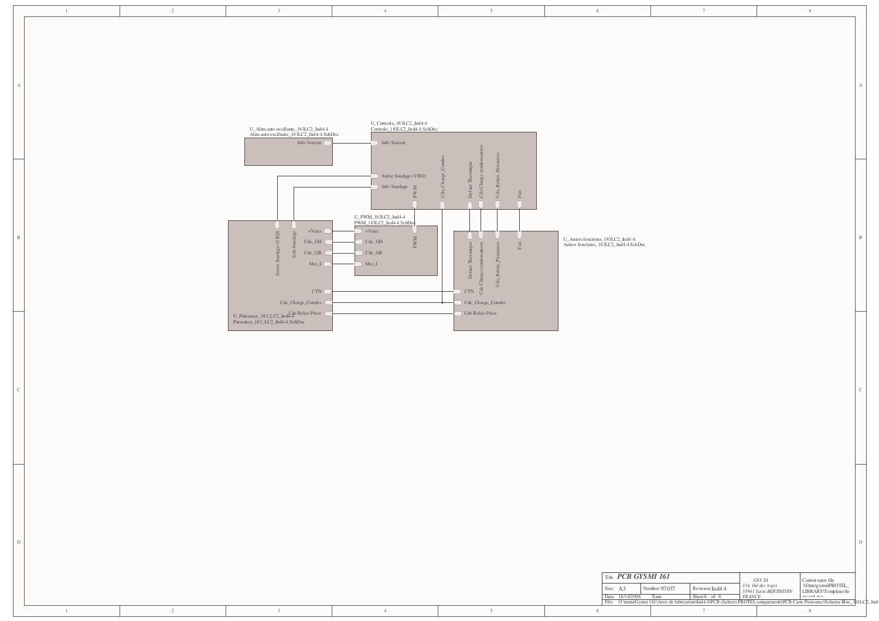U_Alim auto oscillante_183LC2_Ind4-4
Alim auto oscillante_183LC2_Ind4-4.SchDoc

- Info Secteur

U_Controle_183LC2_Ind4-4
Controle_183LC2_Ind4-4.SchDoc

- Info Secteur
- Sortie Soudage (VRD)
- Info Soudage
- PWM
- Cde_Charge_Condos
- Defaut Thermique
- Cde Charge condensateurs
- Cde_Relais_Puissance
- Fan

U_PWM_183LC2_Ind4-4
PWM_183LC2_Ind4-4.SchDoc

- +Vaux
- Cde_GH
- Cde_GB
- Mes_I
- PWM

U_Puissance_183_LC2_Ind4-4
Puissance_183_LC2_Ind4-4.SchDoc

- Sortie Soudage (VRD)
- Info Soudage
- +Vaux
- Cde_GH
- Cde_GB
- Mes_I
- CTN
- Cde_Charge_Condos
- Cde Relais Puiss

U_Autres fonctions_183LC2_Ind4-4
Autres fonctions_183LC2_Ind4-4.SchDoc

- Defaut Thermique
- Cde Charge condensateurs
- Cde_Relais_Puissance
- Fan
- CTN
- Cde_Charge_Condos
- Cde Relais Puiss

| Title | PCB GYSMI 161 | | GYS SA 134, bld des loges 53941 Saint BERTHEVIN FRANCE | Cannot open file \\Data\gysmi\PROTEL_LIBRARY\Templates\logo... |
|---|---|---|---|---|
| Size: A3 | Number: 97037 | Revision: Ind4.4 | | |
| Date: 18/10/2006 | Time: | Sheet 6 of 6 | | |
| File: O:\mmi\Gysmi 161\Arret de fabrication\Ind4.4\PCB (fichiers PROTEL uniquement)\PCB Carte Puissance\Schema Bloc_183LC2_Ind4 | | | | |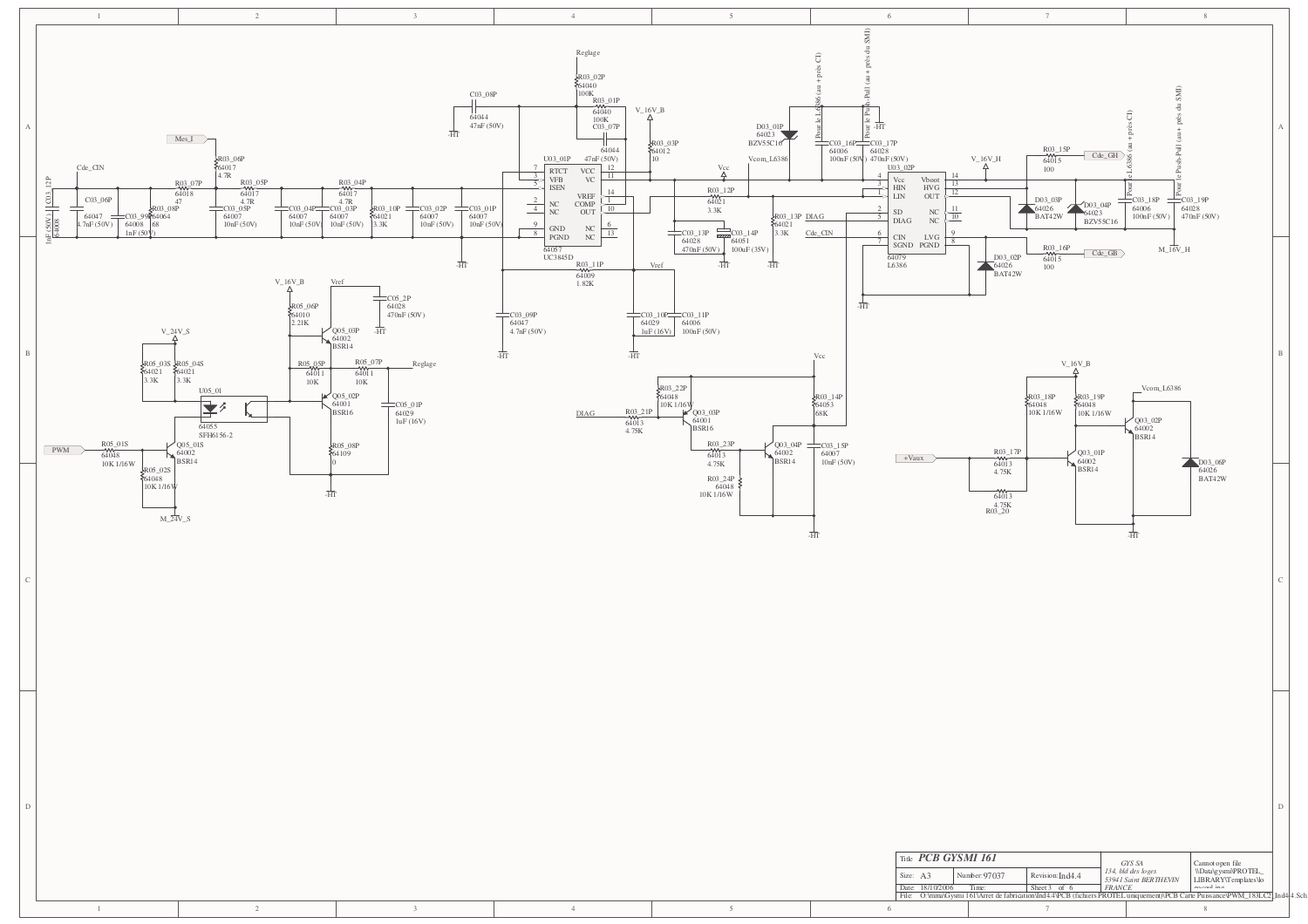| Title | PCB GYSMI 161 | | |
| --- | --- | --- | --- |
| Size: A3 | Number: 97037 | Revision: Ind4.4 | GYS SA<br>134, bld des loges<br>53941 Saint BERTHEVIN<br>FRANCE |
| Date: 18/10/2006 | Time: | Sheet 3 of 6 | |
| File: O:\mmu\Gysmi 161\Arret de fabrication\Ind4.4\PCB (fichiers PROTEL uniquement)\PCB Carte Puissance\PWM_183LC2_Ind4-4.Sch | | | |

Cannot open file \\Data\gysmi\PROTEL_LIBRARY\Templates\logo.ecord.ing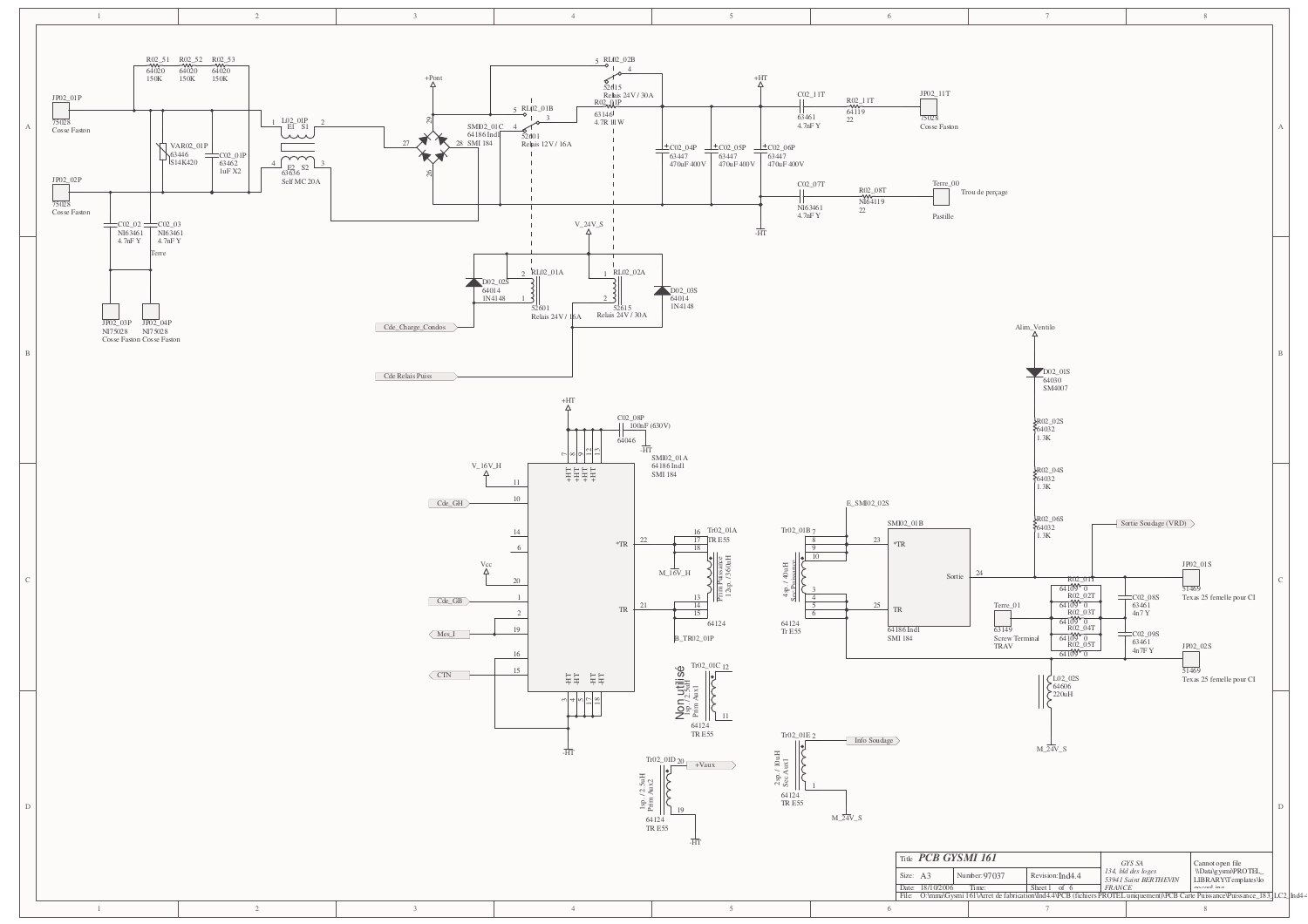| Title | PCB GYSMI 161 | | | GYS SA 134, bld des loges 53941 Saint BERTHEVIN FRANCE | Cannot open file \\Data\gysmi\PROTEL_LIBRARY\Templates\lo |
|---|---|---|---|---|---|
| Size: A3 | Number: 97037 | | Revision: Ind4.4 | | |
| Date: 18/10/2006 | Time: | | Sheet 1 of 6 | | |
| File: O:\mma\Gysmi 161\Arret de fabrication\Ind4.4\PCB (fichiers PROTEL uniquement)\PCB Carte Puissance\Puissance_183_LC2_Ind4-4 | | | | | |

- JP02_01P 75028 Cosse Faston
- JP02_02P 75028 Cosse Faston
- JP02_03P NI75028 Cosse Faston
- JP02_04P NI75028 Cosse Faston
- R02_51 64020 150K
- R02_52 64020 150K
- R02_53 64020 150K
- VAR02_01P 63446 S14K420
- C02_01P 63462 1uF X2
- C02_02 NI63461 4.7nF Y
- C02_03 NI63461 4.7nF Y
- Terre
- L02_01P 63636 Self MC 20A (E1, S1, E2, S2)
- +Pont
- RL02_01B 52601 Relais 12V / 16A
- RL02_02B 52615 Relais 24V / 30A
- R02_01P 63146 4.7R 11W
- SMI02_01C 64186 Ind1 SMI 184
- C02_04P 63447 470uF 400V
- C02_05P 63447 470uF 400V
- C02_06P 63447 470uF 400V
- +HT
- -HT
- C02_11T 63461 4.7nF Y
- R02_11T 64119 22
- JP02_11T 75028 Cosse Faston
- C02_07T NI63461 4.7nF Y
- R02_08T NI64119 22
- Terre_00 Pastille — Trou de perçage
- V_24V_S
- D02_02S 64014 1N4148
- RL02_01A 52601 Relais 24V / 16A
- RL02_02A 52615 Relais 24V / 30A
- D02_03S 64014 1N4148
- Cde_Charge_Condos
- Cde Relais Puiss
- C02_08P 100nF (630V) 64046
- SMI02_01A 64186 Ind1 SMI 184
- V_16V_H
- Cde_GH
- Vcc
- Cde_GB
- Mes_I
- CTN
- *TR
- TR
- Tr02_01A TR E55 64124 — Prim Puissance 12sp / 360uH
- M_16V_H
- B_TR02_01P
- Tr02_01C 64124 TR E55 — Prim Aux1 1sp / 2.5uH — Non utilisé
- Tr02_01D 64124 TR E55 — Prim Aux2 1sp / 2.5uH
- +Vaux
- Alim_Ventilo
- D02_01S 64030 SM4007
- R02_02S 64032 1.3K
- R02_04S 64032 1.3K
- R02_06S 64032 1.3K
- Sortie Soudage (VRD)
- E_SMI02_02S
- Tr02_01B 64124 Tr E55 — Sec Puissance 4sp / 40uH
- SMI02_01B 64186 Ind1 SMI 184 — Sortie
- R02_01T 64109 0
- R02_02T 64109 0
- R02_03T 64109 0
- R02_04T 64109 0
- R02_05T 64109 0
- C02_08S 63461 4n7 Y
- C02_09S 63461 4n7 Y
- Terre_01 63149 Screw Terminal TRAV
- JP02_01S 51469 Texas 25 femelle pour CI
- JP02_02S 51469 Texas 25 femelle pour CI
- L02_02S 64606 220uH
- M_24V_S
- Tr02_01E 64124 TR E55 — Sec Aux1 2sp / 10uH
- Info Soudage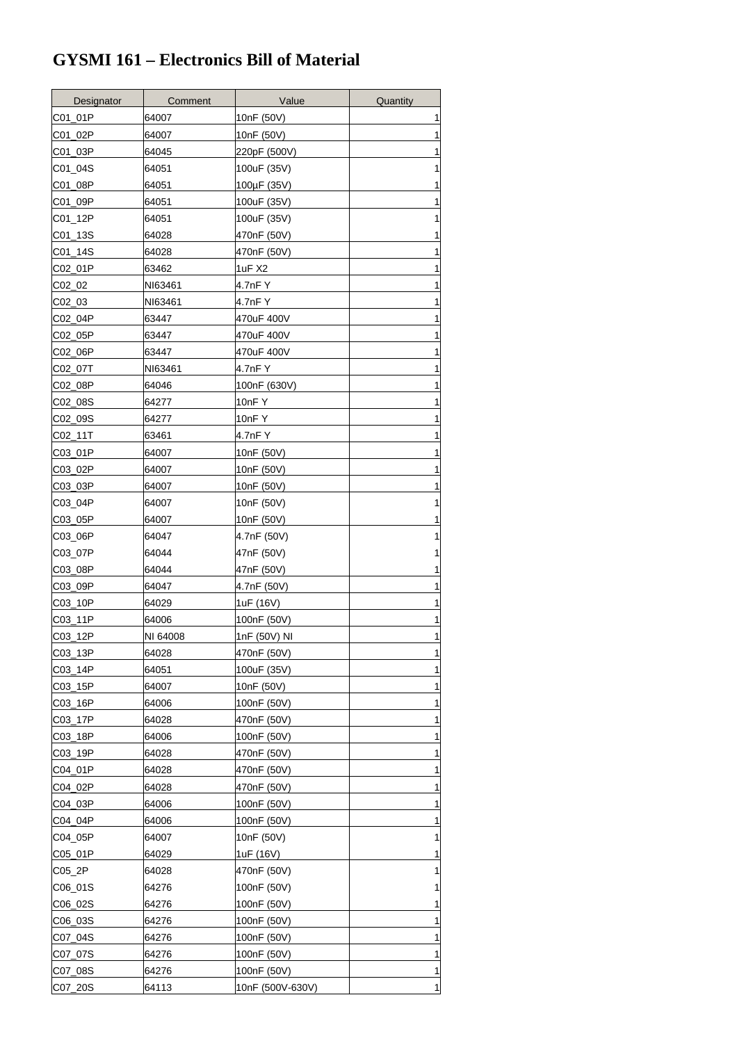# GYSMI 161 – Electronics Bill of Material

| Designator | Comment | Value | Quantity |
|---|---|---|---|
| C01_01P | 64007 | 10nF (50V) | 1 |
| C01_02P | 64007 | 10nF (50V) | 1 |
| C01_03P | 64045 | 220pF (500V) | 1 |
| C01_04S | 64051 | 100uF (35V) | 1 |
| C01_08P | 64051 | 100µF (35V) | 1 |
| C01_09P | 64051 | 100uF (35V) | 1 |
| C01_12P | 64051 | 100uF (35V) | 1 |
| C01_13S | 64028 | 470nF (50V) | 1 |
| C01_14S | 64028 | 470nF (50V) | 1 |
| C02_01P | 63462 | 1uF X2 | 1 |
| C02_02 | NI63461 | 4.7nF Y | 1 |
| C02_03 | NI63461 | 4.7nF Y | 1 |
| C02_04P | 63447 | 470uF 400V | 1 |
| C02_05P | 63447 | 470uF 400V | 1 |
| C02_06P | 63447 | 470uF 400V | 1 |
| C02_07T | NI63461 | 4.7nF Y | 1 |
| C02_08P | 64046 | 100nF (630V) | 1 |
| C02_08S | 64277 | 10nF Y | 1 |
| C02_09S | 64277 | 10nF Y | 1 |
| C02_11T | 63461 | 4.7nF Y | 1 |
| C03_01P | 64007 | 10nF (50V) | 1 |
| C03_02P | 64007 | 10nF (50V) | 1 |
| C03_03P | 64007 | 10nF (50V) | 1 |
| C03_04P | 64007 | 10nF (50V) | 1 |
| C03_05P | 64007 | 10nF (50V) | 1 |
| C03_06P | 64047 | 4.7nF (50V) | 1 |
| C03_07P | 64044 | 47nF (50V) | 1 |
| C03_08P | 64044 | 47nF (50V) | 1 |
| C03_09P | 64047 | 4.7nF (50V) | 1 |
| C03_10P | 64029 | 1uF (16V) | 1 |
| C03_11P | 64006 | 100nF (50V) | 1 |
| C03_12P | NI 64008 | 1nF (50V) NI | 1 |
| C03_13P | 64028 | 470nF (50V) | 1 |
| C03_14P | 64051 | 100uF (35V) | 1 |
| C03_15P | 64007 | 10nF (50V) | 1 |
| C03_16P | 64006 | 100nF (50V) | 1 |
| C03_17P | 64028 | 470nF (50V) | 1 |
| C03_18P | 64006 | 100nF (50V) | 1 |
| C03_19P | 64028 | 470nF (50V) | 1 |
| C04_01P | 64028 | 470nF (50V) | 1 |
| C04_02P | 64028 | 470nF (50V) | 1 |
| C04_03P | 64006 | 100nF (50V) | 1 |
| C04_04P | 64006 | 100nF (50V) | 1 |
| C04_05P | 64007 | 10nF (50V) | 1 |
| C05_01P | 64029 | 1uF (16V) | 1 |
| C05_2P | 64028 | 470nF (50V) | 1 |
| C06_01S | 64276 | 100nF (50V) | 1 |
| C06_02S | 64276 | 100nF (50V) | 1 |
| C06_03S | 64276 | 100nF (50V) | 1 |
| C07_04S | 64276 | 100nF (50V) | 1 |
| C07_07S | 64276 | 100nF (50V) | 1 |
| C07_08S | 64276 | 100nF (50V) | 1 |
| C07_20S | 64113 | 10nF (500V-630V) | 1 |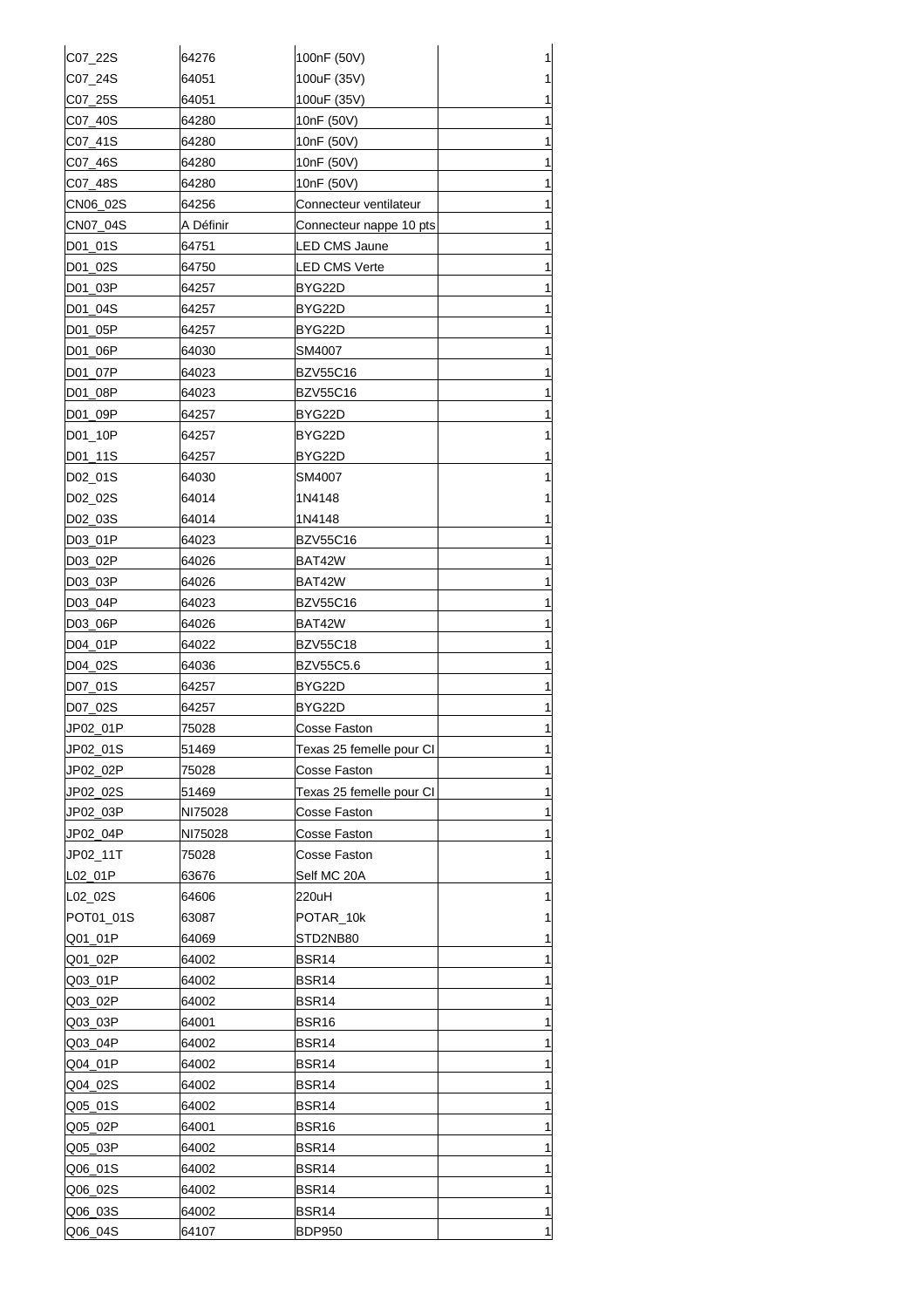| C07_22S | 64276 | 100nF (50V) | 1 |
|---|---|---|---|
| C07_24S | 64051 | 100uF (35V) | 1 |
| C07_25S | 64051 | 100uF (35V) | 1 |
| C07_40S | 64280 | 10nF (50V) | 1 |
| C07_41S | 64280 | 10nF (50V) | 1 |
| C07_46S | 64280 | 10nF (50V) | 1 |
| C07_48S | 64280 | 10nF (50V) | 1 |
| CN06_02S | 64256 | Connecteur ventilateur | 1 |
| CN07_04S | A Définir | Connecteur nappe 10 pts | 1 |
| D01_01S | 64751 | LED CMS Jaune | 1 |
| D01_02S | 64750 | LED CMS Verte | 1 |
| D01_03P | 64257 | BYG22D | 1 |
| D01_04S | 64257 | BYG22D | 1 |
| D01_05P | 64257 | BYG22D | 1 |
| D01_06P | 64030 | SM4007 | 1 |
| D01_07P | 64023 | BZV55C16 | 1 |
| D01_08P | 64023 | BZV55C16 | 1 |
| D01_09P | 64257 | BYG22D | 1 |
| D01_10P | 64257 | BYG22D | 1 |
| D01_11S | 64257 | BYG22D | 1 |
| D02_01S | 64030 | SM4007 | 1 |
| D02_02S | 64014 | 1N4148 | 1 |
| D02_03S | 64014 | 1N4148 | 1 |
| D03_01P | 64023 | BZV55C16 | 1 |
| D03_02P | 64026 | BAT42W | 1 |
| D03_03P | 64026 | BAT42W | 1 |
| D03_04P | 64023 | BZV55C16 | 1 |
| D03_06P | 64026 | BAT42W | 1 |
| D04_01P | 64022 | BZV55C18 | 1 |
| D04_02S | 64036 | BZV55C5.6 | 1 |
| D07_01S | 64257 | BYG22D | 1 |
| D07_02S | 64257 | BYG22D | 1 |
| JP02_01P | 75028 | Cosse Faston | 1 |
| JP02_01S | 51469 | Texas 25 femelle pour CI | 1 |
| JP02_02P | 75028 | Cosse Faston | 1 |
| JP02_02S | 51469 | Texas 25 femelle pour CI | 1 |
| JP02_03P | NI75028 | Cosse Faston | 1 |
| JP02_04P | NI75028 | Cosse Faston | 1 |
| JP02_11T | 75028 | Cosse Faston | 1 |
| L02_01P | 63676 | Self MC 20A | 1 |
| L02_02S | 64606 | 220uH | 1 |
| POT01_01S | 63087 | POTAR_10k | 1 |
| Q01_01P | 64069 | STD2NB80 | 1 |
| Q01_02P | 64002 | BSR14 | 1 |
| Q03_01P | 64002 | BSR14 | 1 |
| Q03_02P | 64002 | BSR14 | 1 |
| Q03_03P | 64001 | BSR16 | 1 |
| Q03_04P | 64002 | BSR14 | 1 |
| Q04_01P | 64002 | BSR14 | 1 |
| Q04_02S | 64002 | BSR14 | 1 |
| Q05_01S | 64002 | BSR14 | 1 |
| Q05_02P | 64001 | BSR16 | 1 |
| Q05_03P | 64002 | BSR14 | 1 |
| Q06_01S | 64002 | BSR14 | 1 |
| Q06_02S | 64002 | BSR14 | 1 |
| Q06_03S | 64002 | BSR14 | 1 |
| Q06_04S | 64107 | BDP950 | 1 |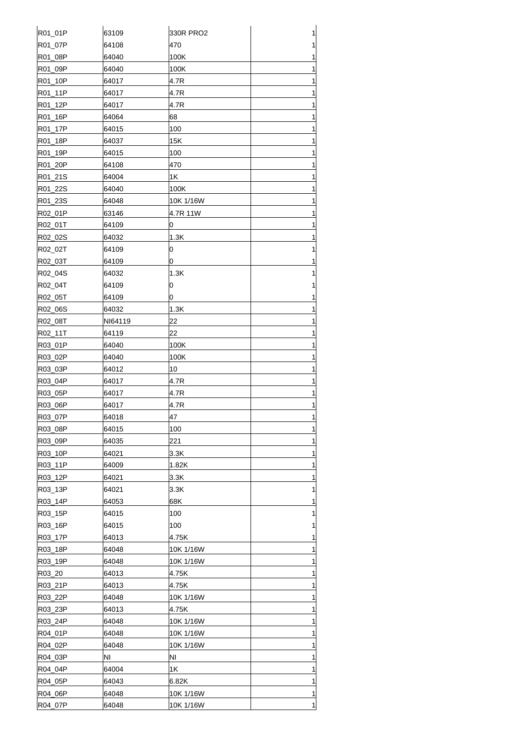| | | | |
|---|---|---|---|
| R01_01P | 63109 | 330R PRO2 | 1 |
| R01_07P | 64108 | 470 | 1 |
| R01_08P | 64040 | 100K | 1 |
| R01_09P | 64040 | 100K | 1 |
| R01_10P | 64017 | 4.7R | 1 |
| R01_11P | 64017 | 4.7R | 1 |
| R01_12P | 64017 | 4.7R | 1 |
| R01_16P | 64064 | 68 | 1 |
| R01_17P | 64015 | 100 | 1 |
| R01_18P | 64037 | 15K | 1 |
| R01_19P | 64015 | 100 | 1 |
| R01_20P | 64108 | 470 | 1 |
| R01_21S | 64004 | 1K | 1 |
| R01_22S | 64040 | 100K | 1 |
| R01_23S | 64048 | 10K 1/16W | 1 |
| R02_01P | 63146 | 4.7R 11W | 1 |
| R02_01T | 64109 | 0 | 1 |
| R02_02S | 64032 | 1.3K | 1 |
| R02_02T | 64109 | 0 | 1 |
| R02_03T | 64109 | 0 | 1 |
| R02_04S | 64032 | 1.3K | 1 |
| R02_04T | 64109 | 0 | 1 |
| R02_05T | 64109 | 0 | 1 |
| R02_06S | 64032 | 1.3K | 1 |
| R02_08T | NI64119 | 22 | 1 |
| R02_11T | 64119 | 22 | 1 |
| R03_01P | 64040 | 100K | 1 |
| R03_02P | 64040 | 100K | 1 |
| R03_03P | 64012 | 10 | 1 |
| R03_04P | 64017 | 4.7R | 1 |
| R03_05P | 64017 | 4.7R | 1 |
| R03_06P | 64017 | 4.7R | 1 |
| R03_07P | 64018 | 47 | 1 |
| R03_08P | 64015 | 100 | 1 |
| R03_09P | 64035 | 221 | 1 |
| R03_10P | 64021 | 3.3K | 1 |
| R03_11P | 64009 | 1.82K | 1 |
| R03_12P | 64021 | 3.3K | 1 |
| R03_13P | 64021 | 3.3K | 1 |
| R03_14P | 64053 | 68K | 1 |
| R03_15P | 64015 | 100 | 1 |
| R03_16P | 64015 | 100 | 1 |
| R03_17P | 64013 | 4.75K | 1 |
| R03_18P | 64048 | 10K 1/16W | 1 |
| R03_19P | 64048 | 10K 1/16W | 1 |
| R03_20 | 64013 | 4.75K | 1 |
| R03_21P | 64013 | 4.75K | 1 |
| R03_22P | 64048 | 10K 1/16W | 1 |
| R03_23P | 64013 | 4.75K | 1 |
| R03_24P | 64048 | 10K 1/16W | 1 |
| R04_01P | 64048 | 10K 1/16W | 1 |
| R04_02P | 64048 | 10K 1/16W | 1 |
| R04_03P | NI | NI | 1 |
| R04_04P | 64004 | 1K | 1 |
| R04_05P | 64043 | 6.82K | 1 |
| R04_06P | 64048 | 10K 1/16W | 1 |
| R04_07P | 64048 | 10K 1/16W | 1 |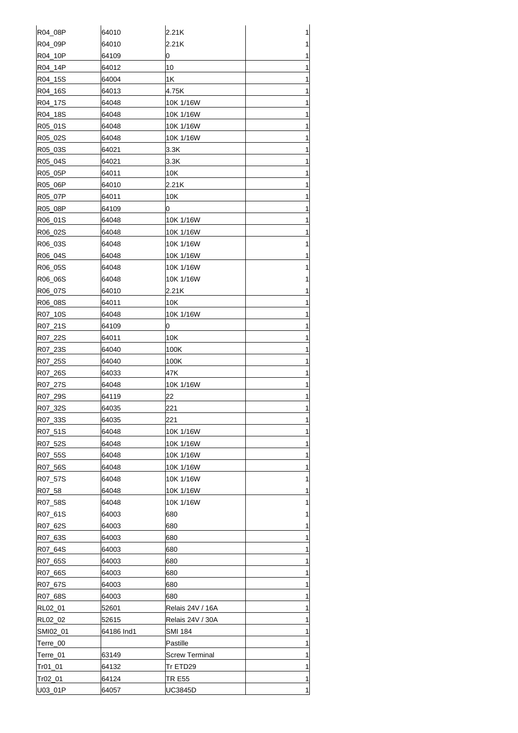| R04_08P | 64010 | 2.21K | 1 |
|---|---|---|---|
| R04_09P | 64010 | 2.21K | 1 |
| R04_10P | 64109 | 0 | 1 |
| R04_14P | 64012 | 10 | 1 |
| R04_15S | 64004 | 1K | 1 |
| R04_16S | 64013 | 4.75K | 1 |
| R04_17S | 64048 | 10K 1/16W | 1 |
| R04_18S | 64048 | 10K 1/16W | 1 |
| R05_01S | 64048 | 10K 1/16W | 1 |
| R05_02S | 64048 | 10K 1/16W | 1 |
| R05_03S | 64021 | 3.3K | 1 |
| R05_04S | 64021 | 3.3K | 1 |
| R05_05P | 64011 | 10K | 1 |
| R05_06P | 64010 | 2.21K | 1 |
| R05_07P | 64011 | 10K | 1 |
| R05_08P | 64109 | 0 | 1 |
| R06_01S | 64048 | 10K 1/16W | 1 |
| R06_02S | 64048 | 10K 1/16W | 1 |
| R06_03S | 64048 | 10K 1/16W | 1 |
| R06_04S | 64048 | 10K 1/16W | 1 |
| R06_05S | 64048 | 10K 1/16W | 1 |
| R06_06S | 64048 | 10K 1/16W | 1 |
| R06_07S | 64010 | 2.21K | 1 |
| R06_08S | 64011 | 10K | 1 |
| R07_10S | 64048 | 10K 1/16W | 1 |
| R07_21S | 64109 | 0 | 1 |
| R07_22S | 64011 | 10K | 1 |
| R07_23S | 64040 | 100K | 1 |
| R07_25S | 64040 | 100K | 1 |
| R07_26S | 64033 | 47K | 1 |
| R07_27S | 64048 | 10K 1/16W | 1 |
| R07_29S | 64119 | 22 | 1 |
| R07_32S | 64035 | 221 | 1 |
| R07_33S | 64035 | 221 | 1 |
| R07_51S | 64048 | 10K 1/16W | 1 |
| R07_52S | 64048 | 10K 1/16W | 1 |
| R07_55S | 64048 | 10K 1/16W | 1 |
| R07_56S | 64048 | 10K 1/16W | 1 |
| R07_57S | 64048 | 10K 1/16W | 1 |
| R07_58 | 64048 | 10K 1/16W | 1 |
| R07_58S | 64048 | 10K 1/16W | 1 |
| R07_61S | 64003 | 680 | 1 |
| R07_62S | 64003 | 680 | 1 |
| R07_63S | 64003 | 680 | 1 |
| R07_64S | 64003 | 680 | 1 |
| R07_65S | 64003 | 680 | 1 |
| R07_66S | 64003 | 680 | 1 |
| R07_67S | 64003 | 680 | 1 |
| R07_68S | 64003 | 680 | 1 |
| RL02_01 | 52601 | Relais 24V / 16A | 1 |
| RL02_02 | 52615 | Relais 24V / 30A | 1 |
| SMI02_01 | 64186 Ind1 | SMI 184 | 1 |
| Terre_00 | | Pastille | 1 |
| Terre_01 | 63149 | Screw Terminal | 1 |
| Tr01_01 | 64132 | Tr ETD29 | 1 |
| Tr02_01 | 64124 | TR E55 | 1 |
| U03_01P | 64057 | UC3845D | 1 |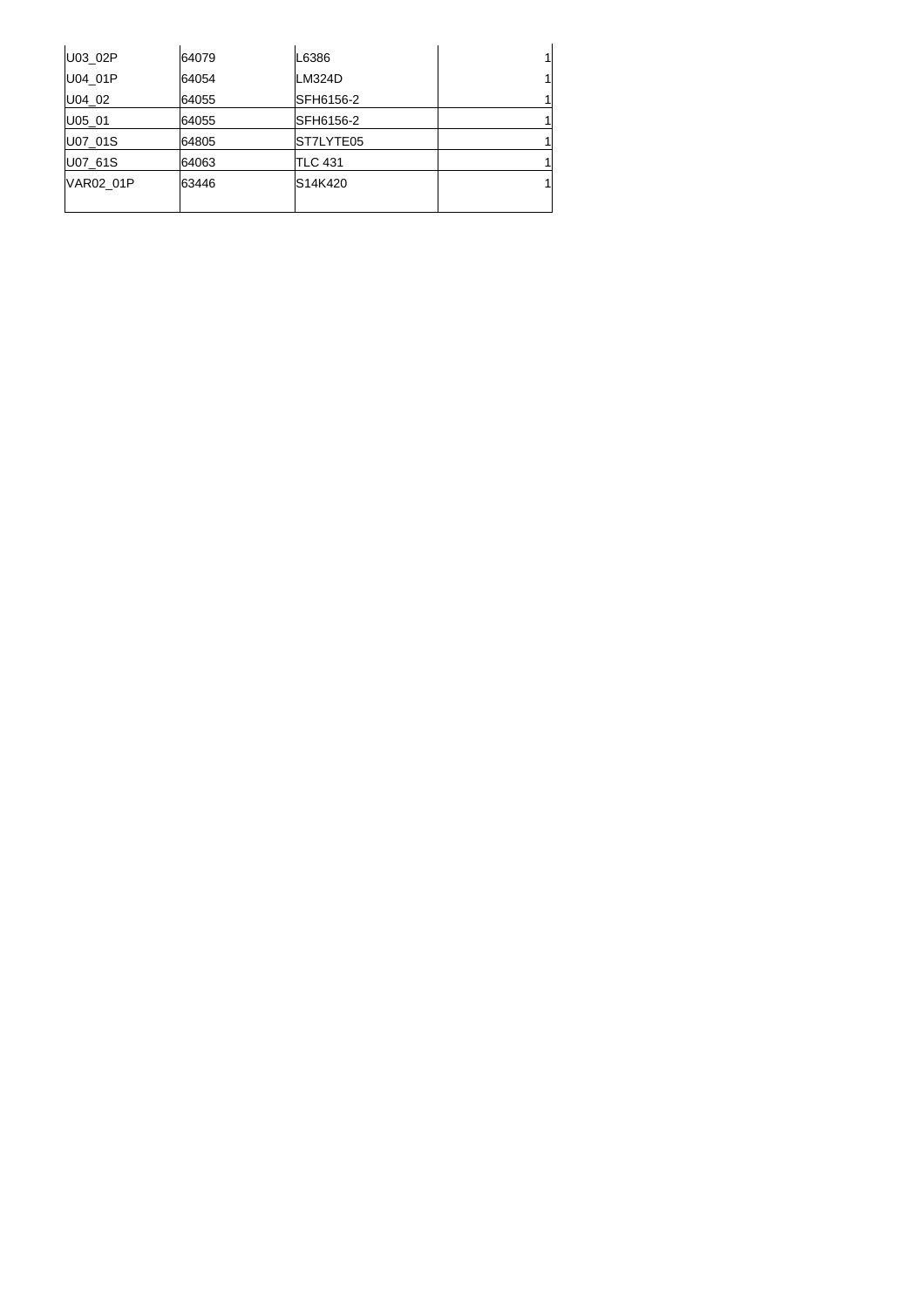| | | | |
|---|---|---|---|
| U03_02P | 64079 | L6386 | 1 |
| U04_01P | 64054 | LM324D | 1 |
| U04_02 | 64055 | SFH6156-2 | 1 |
| U05_01 | 64055 | SFH6156-2 | 1 |
| U07_01S | 64805 | ST7LYTE05 | 1 |
| U07_61S | 64063 | TLC 431 | 1 |
| VAR02_01P | 63446 | S14K420 | 1 |